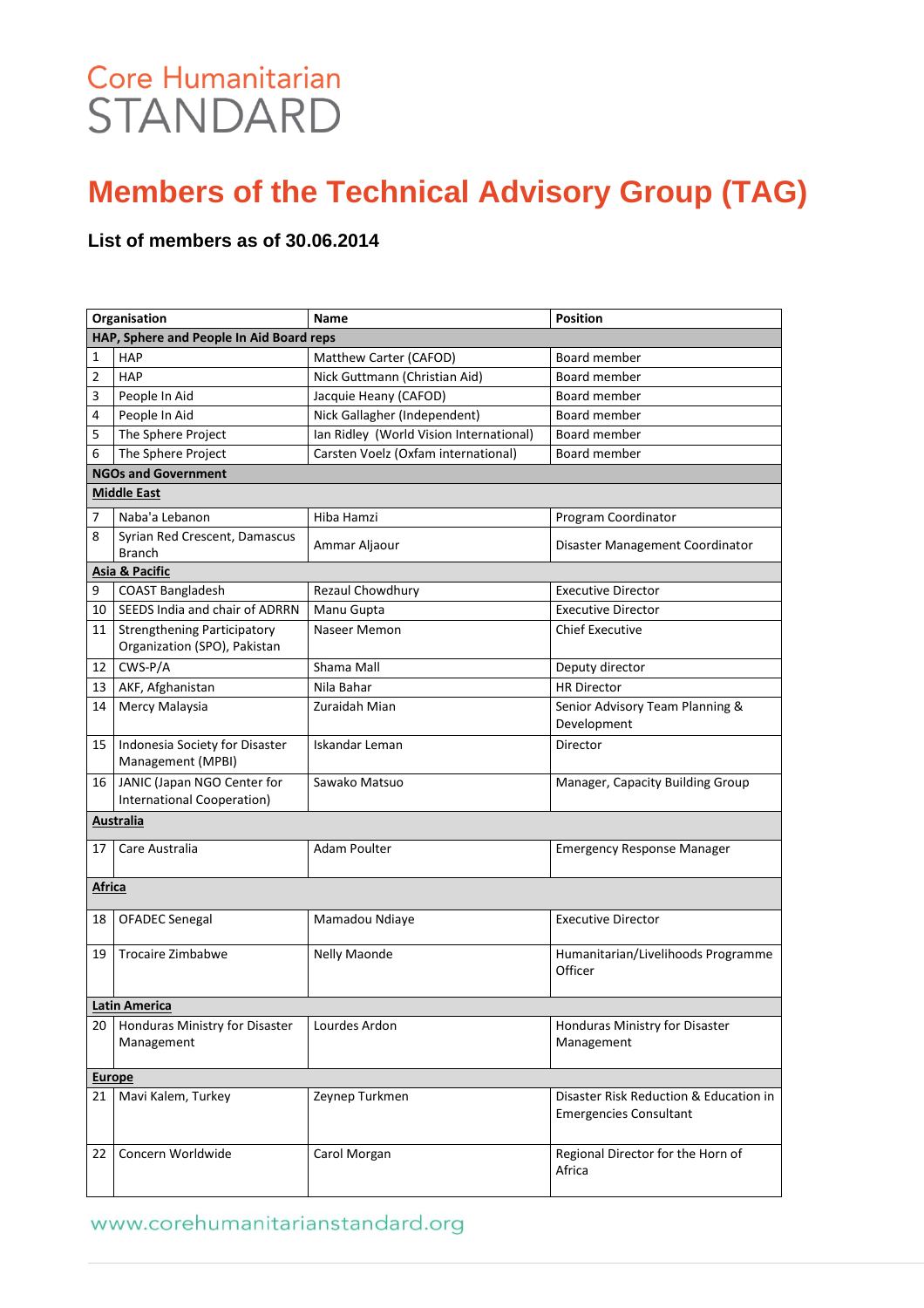Core Humanitarian
STANDARD

# Members of the Technical Advisory Group (TAG)

### List of members as of 30.06.2014

| | Organisation | Name | Position |
|---|---|---|---|
| **HAP, Sphere and People In Aid Board reps** | | | |
| 1 | HAP | Matthew Carter (CAFOD) | Board member |
| 2 | HAP | Nick Guttmann (Christian Aid) | Board member |
| 3 | People In Aid | Jacquie Heany (CAFOD) | Board member |
| 4 | People In Aid | Nick Gallagher (Independent) | Board member |
| 5 | The Sphere Project | Ian Ridley (World Vision International) | Board member |
| 6 | The Sphere Project | Carsten Voelz (Oxfam international) | Board member |
| **NGOs and Government** | | | |
| **Middle East** | | | |
| 7 | Naba'a Lebanon | Hiba Hamzi | Program Coordinator |
| 8 | Syrian Red Crescent, Damascus Branch | Ammar Aljaour | Disaster Management Coordinator |
| **Asia & Pacific** | | | |
| 9 | COAST Bangladesh | Rezaul Chowdhury | Executive Director |
| 10 | SEEDS India and chair of ADRRN | Manu Gupta | Executive Director |
| 11 | Strengthening Participatory Organization (SPO), Pakistan | Naseer Memon | Chief Executive |
| 12 | CWS-P/A | Shama Mall | Deputy director |
| 13 | AKF, Afghanistan | Nila Bahar | HR Director |
| 14 | Mercy Malaysia | Zuraidah Mian | Senior Advisory Team Planning & Development |
| 15 | Indonesia Society for Disaster Management (MPBI) | Iskandar Leman | Director |
| 16 | JANIC (Japan NGO Center for International Cooperation) | Sawako Matsuo | Manager, Capacity Building Group |
| **Australia** | | | |
| 17 | Care Australia | Adam Poulter | Emergency Response Manager |
| **Africa** | | | |
| 18 | OFADEC Senegal | Mamadou Ndiaye | Executive Director |
| 19 | Trocaire Zimbabwe | Nelly Maonde | Humanitarian/Livelihoods Programme Officer |
| **Latin America** | | | |
| 20 | Honduras Ministry for Disaster Management | Lourdes Ardon | Honduras Ministry for Disaster Management |
| **Europe** | | | |
| 21 | Mavi Kalem, Turkey | Zeynep Turkmen | Disaster Risk Reduction & Education in Emergencies Consultant |
| 22 | Concern Worldwide | Carol Morgan | Regional Director for the Horn of Africa |

www.corehumanitarianstandard.org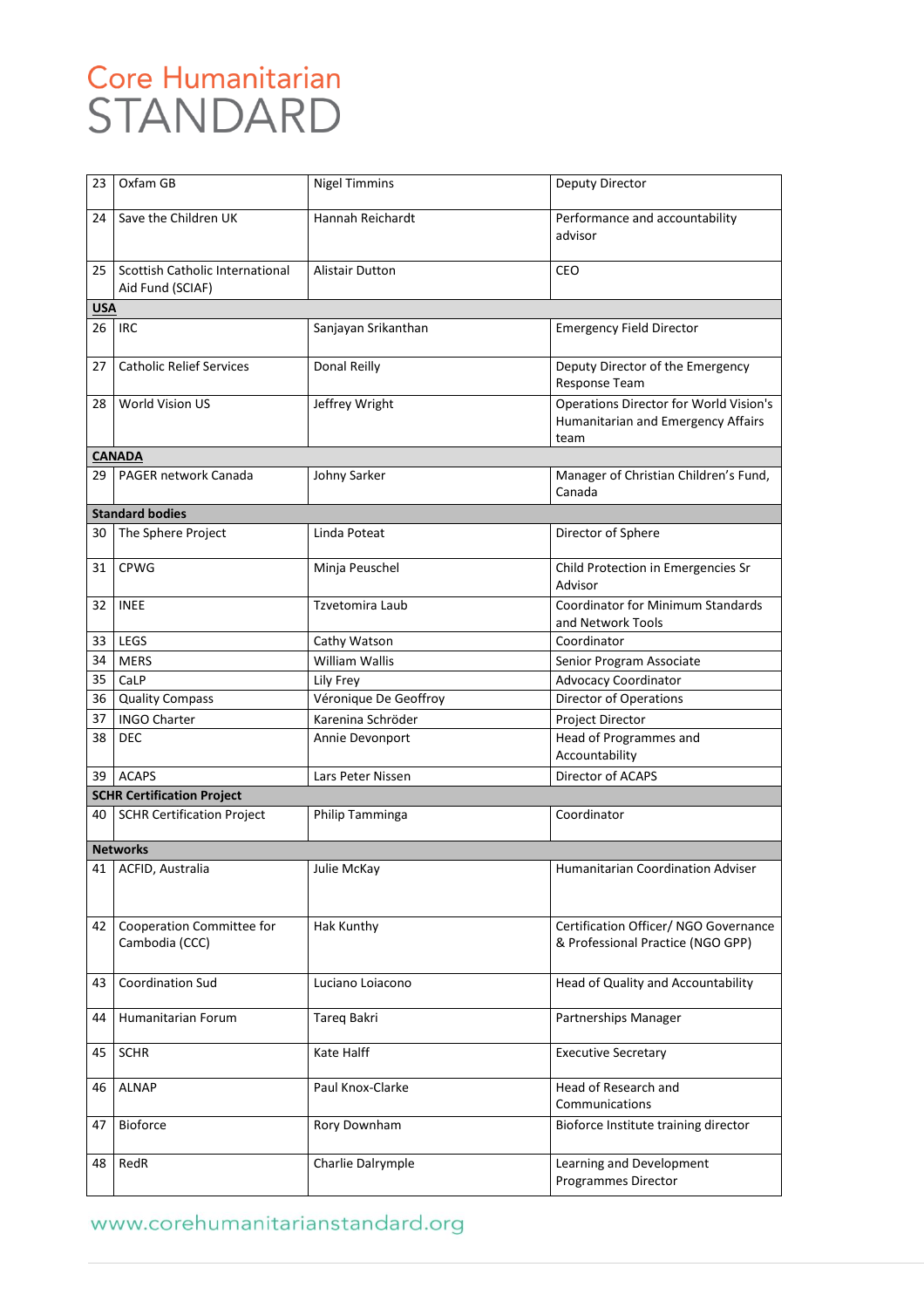| | | | |
|---|---|---|---|
| 23 | Oxfam GB | Nigel Timmins | Deputy Director |
| 24 | Save the Children UK | Hannah Reichardt | Performance and accountability advisor |
| 25 | Scottish Catholic International Aid Fund (SCIAF) | Alistair Dutton | CEO |
| **USA** | | | |
| 26 | IRC | Sanjayan Srikanthan | Emergency Field Director |
| 27 | Catholic Relief Services | Donal Reilly | Deputy Director of the Emergency Response Team |
| 28 | World Vision US | Jeffrey Wright | Operations Director for World Vision's Humanitarian and Emergency Affairs team |
| **CANADA** | | | |
| 29 | PAGER network Canada | Johny Sarker | Manager of Christian Children's Fund, Canada |
| **Standard bodies** | | | |
| 30 | The Sphere Project | Linda Poteat | Director of Sphere |
| 31 | CPWG | Minja Peuschel | Child Protection in Emergencies Sr Advisor |
| 32 | INEE | Tzvetomira Laub | Coordinator for Minimum Standards and Network Tools |
| 33 | LEGS | Cathy Watson | Coordinator |
| 34 | MERS | William Wallis | Senior Program Associate |
| 35 | CaLP | Lily Frey | Advocacy Coordinator |
| 36 | Quality Compass | Véronique De Geoffroy | Director of Operations |
| 37 | INGO Charter | Karenina Schröder | Project Director |
| 38 | DEC | Annie Devonport | Head of Programmes and Accountability |
| 39 | ACAPS | Lars Peter Nissen | Director of ACAPS |
| **SCHR Certification Project** | | | |
| 40 | SCHR Certification Project | Philip Tamminga | Coordinator |
| **Networks** | | | |
| 41 | ACFID, Australia | Julie McKay | Humanitarian Coordination Adviser |
| 42 | Cooperation Committee for Cambodia (CCC) | Hak Kunthy | Certification Officer/ NGO Governance & Professional Practice (NGO GPP) |
| 43 | Coordination Sud | Luciano Loiacono | Head of Quality and Accountability |
| 44 | Humanitarian Forum | Tareq Bakri | Partnerships Manager |
| 45 | SCHR | Kate Halff | Executive Secretary |
| 46 | ALNAP | Paul Knox-Clarke | Head of Research and Communications |
| 47 | Bioforce | Rory Downham | Bioforce Institute training director |
| 48 | RedR | Charlie Dalrymple | Learning and Development Programmes Director |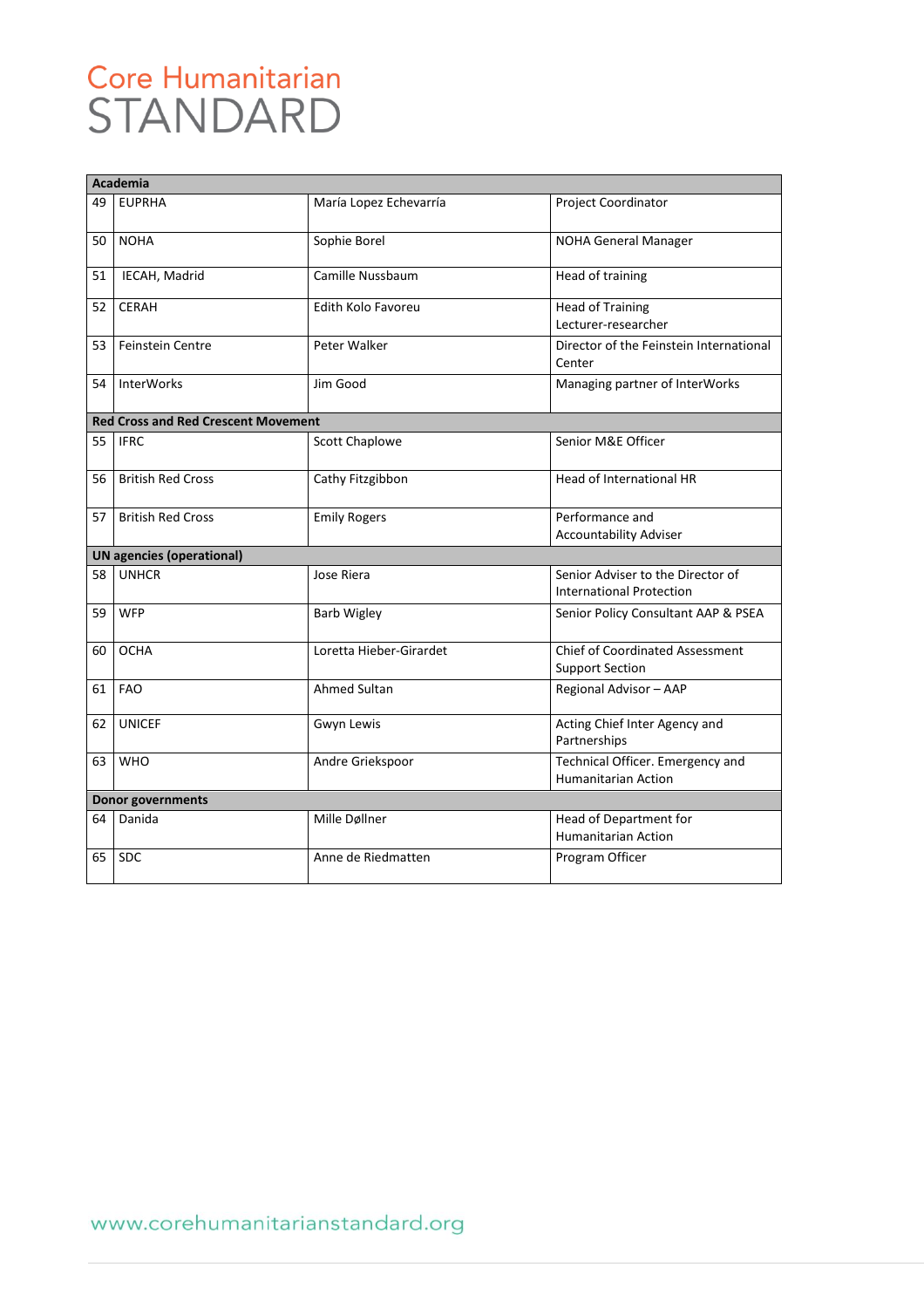# Core Humanitarian STANDARD

| | | | |
|---|---|---|---|
| **Academia** | | | |
| 49 | EUPRHA | María Lopez Echevarría | Project Coordinator |
| 50 | NOHA | Sophie Borel | NOHA General Manager |
| 51 | IECAH, Madrid | Camille Nussbaum | Head of training |
| 52 | CERAH | Edith Kolo Favoreu | Head of Training Lecturer-researcher |
| 53 | Feinstein Centre | Peter Walker | Director of the Feinstein International Center |
| 54 | InterWorks | Jim Good | Managing partner of InterWorks |
| **Red Cross and Red Crescent Movement** | | | |
| 55 | IFRC | Scott Chaplowe | Senior M&E Officer |
| 56 | British Red Cross | Cathy Fitzgibbon | Head of International HR |
| 57 | British Red Cross | Emily Rogers | Performance and Accountability Adviser |
| **UN agencies (operational)** | | | |
| 58 | UNHCR | Jose Riera | Senior Adviser to the Director of International Protection |
| 59 | WFP | Barb Wigley | Senior Policy Consultant AAP & PSEA |
| 60 | OCHA | Loretta Hieber-Girardet | Chief of Coordinated Assessment Support Section |
| 61 | FAO | Ahmed Sultan | Regional Advisor – AAP |
| 62 | UNICEF | Gwyn Lewis | Acting Chief Inter Agency and Partnerships |
| 63 | WHO | Andre Griekspoor | Technical Officer. Emergency and Humanitarian Action |
| **Donor governments** | | | |
| 64 | Danida | Mille Døllner | Head of Department for Humanitarian Action |
| 65 | SDC | Anne de Riedmatten | Program Officer |

www.corehumanitarianstandard.org